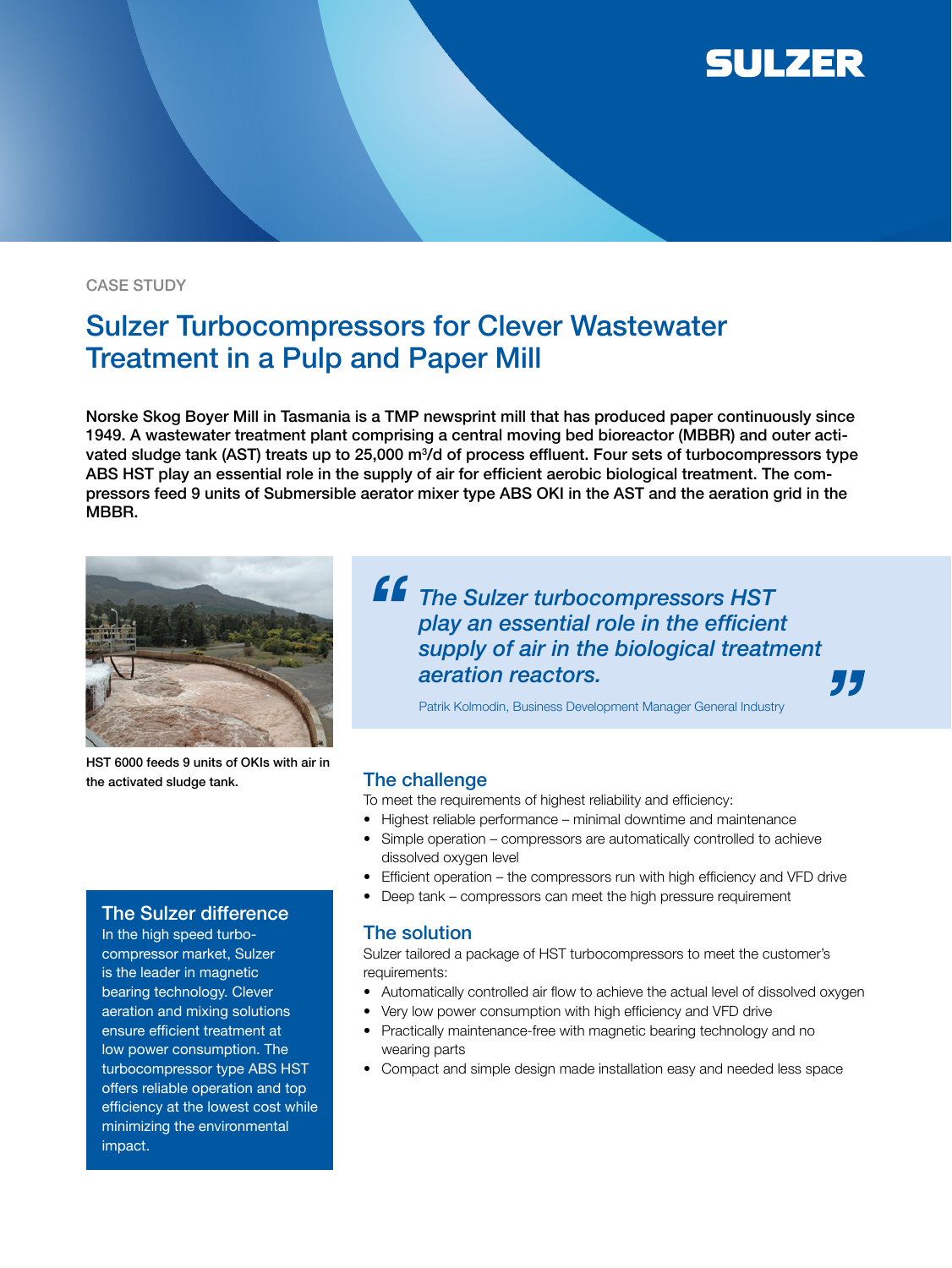CASE STUDY

# Sulzer Turbocompressors for Clever Wastewater Treatment in a Pulp and Paper Mill

**Norske Skog Boyer Mill in Tasmania is a TMP newsprint mill that has produced paper continuously since 1949. A wastewater treatment plant comprising a central moving bed bioreactor (MBBR) and outer activated sludge tank (AST) treats up to 25,000 m³/d of process effluent. Four sets of turbocompressors type ABS HST play an essential role in the supply of air for efficient aerobic biological treatment. The compressors feed 9 units of Submersible aerator mixer type ABS OKI in the AST and the aeration grid in the MBBR.**

HST 6000 feeds 9 units of OKIs with air in the activated sludge tank.

> *The Sulzer turbocompressors HST play an essential role in the efficient supply of air in the biological treatment aeration reactors.*
>
> Patrik Kolmodin, Business Development Manager General Industry

## The challenge

To meet the requirements of highest reliability and efficiency:

- Highest reliable performance – minimal downtime and maintenance
- Simple operation – compressors are automatically controlled to achieve dissolved oxygen level
- Efficient operation – the compressors run with high efficiency and VFD drive
- Deep tank – compressors can meet the high pressure requirement

## The solution

Sulzer tailored a package of HST turbocompressors to meet the customer's requirements:

- Automatically controlled air flow to achieve the actual level of dissolved oxygen
- Very low power consumption with high efficiency and VFD drive
- Practically maintenance-free with magnetic bearing technology and no wearing parts
- Compact and simple design made installation easy and needed less space

## The Sulzer difference

In the high speed turbocompressor market, Sulzer is the leader in magnetic bearing technology. Clever aeration and mixing solutions ensure efficient treatment at low power consumption. The turbocompressor type ABS HST offers reliable operation and top efficiency at the lowest cost while minimizing the environmental impact.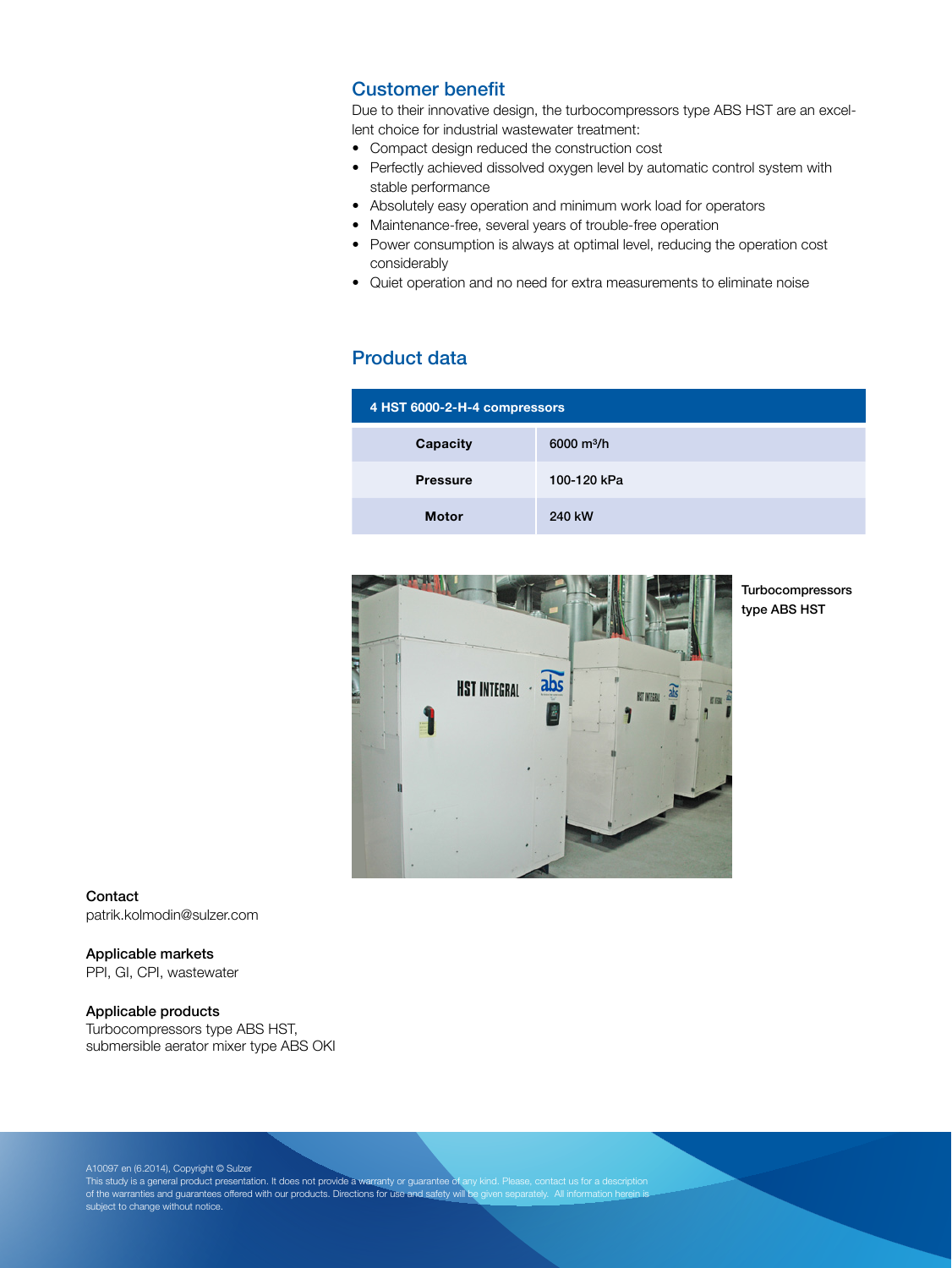## Customer benefit

Due to their innovative design, the turbocompressors type ABS HST are an excellent choice for industrial wastewater treatment:

- Compact design reduced the construction cost
- Perfectly achieved dissolved oxygen level by automatic control system with stable performance
- Absolutely easy operation and minimum work load for operators
- Maintenance-free, several years of trouble-free operation
- Power consumption is always at optimal level, reducing the operation cost considerably
- Quiet operation and no need for extra measurements to eliminate noise

## Product data

| 4 HST 6000-2-H-4 compressors | |
|---|---|
| **Capacity** | 6000 $m^3/h$ |
| **Pressure** | 100-120 kPa |
| **Motor** | 240 kW |

Turbocompressors type ABS HST

**Contact**
patrik.kolmodin@sulzer.com

**Applicable markets**
PPI, GI, CPI, wastewater

**Applicable products**
Turbocompressors type ABS HST,
submersible aerator mixer type ABS OKI

A10097 en (6.2014), Copyright © Sulzer
This study is a general product presentation. It does not provide a warranty or guarantee of any kind. Please, contact us for a description of the warranties and guarantees offered with our products. Directions for use and safety will be given separately. All information herein is subject to change without notice.